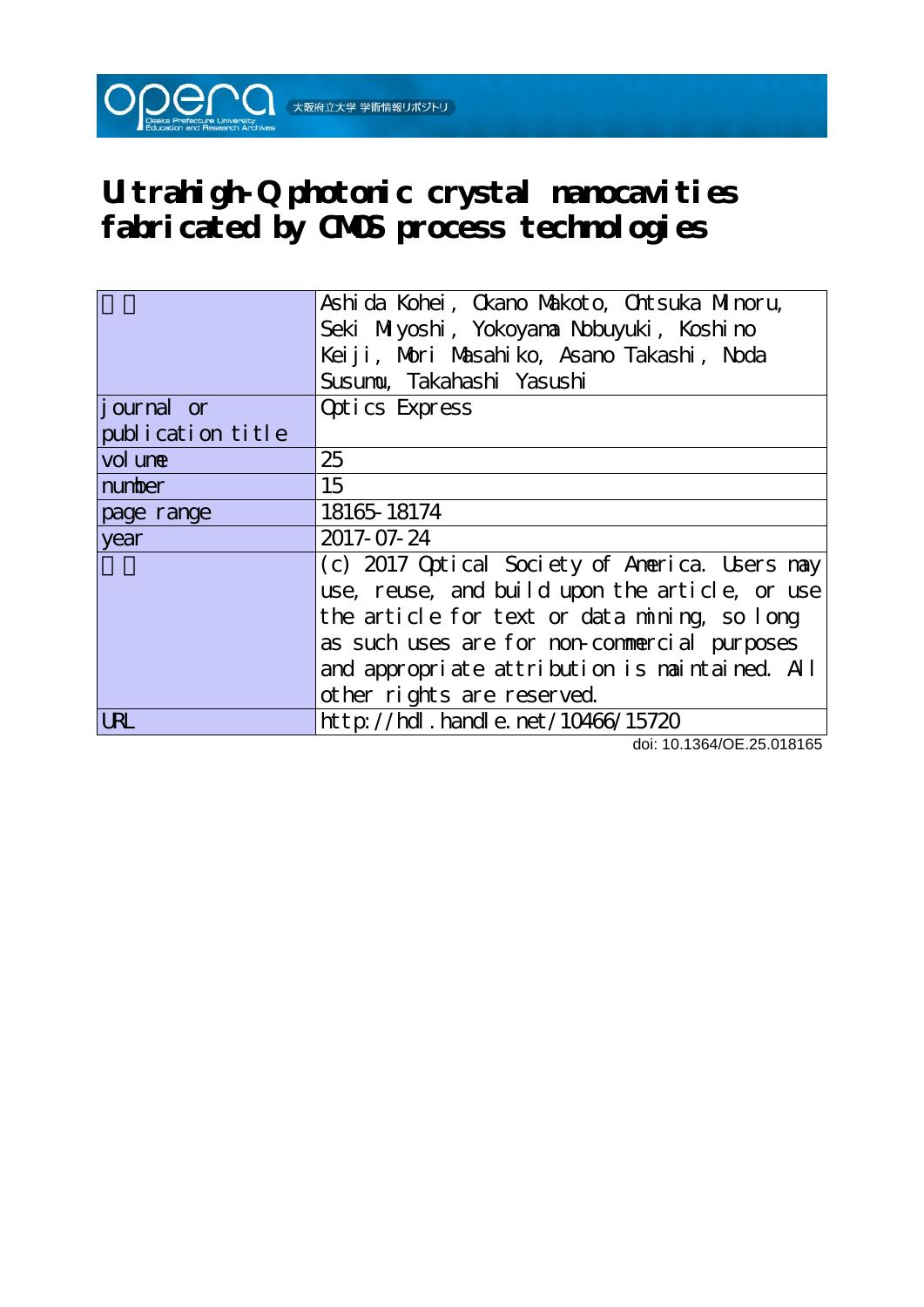大阪府立大学 学術情報リポジトリ

# Ultrahigh-Q photonic crystal nanocavities fabricated by CMOS process technologies

| 著者 | Ashida Kohei, Okano Makoto, Ohtsuka Minoru, Seki Miyoshi, Yokoyama Nobuyuki, Koshino Keiji, Mori Masahiko, Asano Takashi, Noda Susumu, Takahashi Yasushi |
| --- | --- |
| journal or publication title | Optics Express |
| volume | 25 |
| number | 15 |
| page range | 18165-18174 |
| year | 2017-07-24 |
| 権利 | (c) 2017 Optical Society of America. Users may use, reuse, and build upon the article, or use the article for text or data mining, so long as such uses are for non-commercial purposes and appropriate attribution is maintained. All other rights are reserved. |
| URL | http://hdl.handle.net/10466/15720 |

doi: 10.1364/OE.25.018165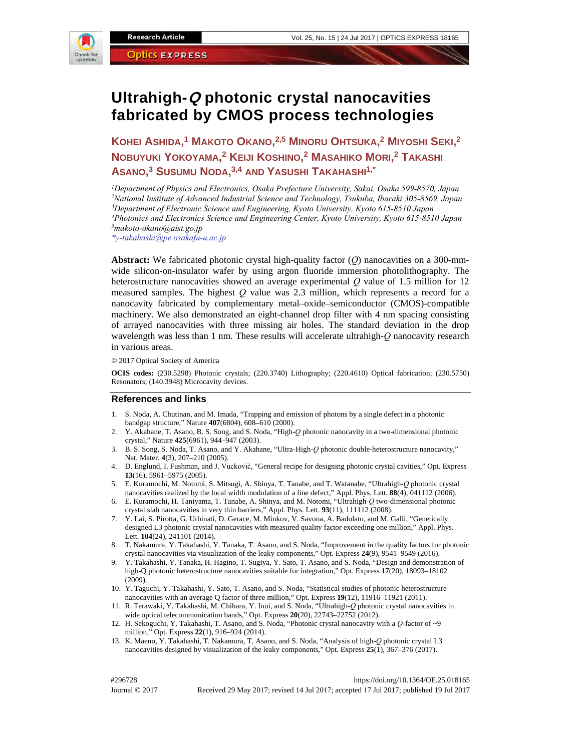# Ultrahigh-*Q* photonic crystal nanocavities fabricated by CMOS process technologies

**Kohei Ashida,[1] Makoto Okano,[2,5] Minoru Ohtsuka,[2] Miyoshi Seki,[2] Nobuyuki Yokoyama,[2] Keiji Koshino,[2] Masahiko Mori,[2] Takashi Asano,[3] Susumu Noda,[3,4] and Yasushi Takahashi[1,*]**

[1] *Department of Physics and Electronics, Osaka Prefecture University, Sakai, Osaka 599-8570, Japan*
[2] *National Institute of Advanced Industrial Science and Technology, Tsukuba, Ibaraki 305-8569, Japan*
[3] *Department of Electronic Science and Engineering, Kyoto University, Kyoto 615-8510 Japan*
[4] *Photonics and Electronics Science and Engineering Center, Kyoto University, Kyoto 615-8510 Japan*
[5] *makoto-okano@aist.go.jp*
*\*y-takahashi@pe.osakafu-u.ac.jp*

**Abstract:** We fabricated photonic crystal high-quality factor ($Q$) nanocavities on a 300-mm-wide silicon-on-insulator wafer by using argon fluoride immersion photolithography. The heterostructure nanocavities showed an average experimental $Q$ value of 1.5 million for 12 measured samples. The highest $Q$ value was 2.3 million, which represents a record for a nanocavity fabricated by complementary metal–oxide–semiconductor (CMOS)-compatible machinery. We also demonstrated an eight-channel drop filter with 4 nm spacing consisting of arrayed nanocavities with three missing air holes. The standard deviation in the drop wavelength was less than 1 nm. These results will accelerate ultrahigh-$Q$ nanocavity research in various areas.

© 2017 Optical Society of America

**OCIS codes:** (230.5298) Photonic crystals; (220.3740) Lithography; (220.4610) Optical fabrication; (230.5750) Resonators; (140.3948) Microcavity devices.

## References and links

1. S. Noda, A. Chutinan, and M. Imada, "Trapping and emission of photons by a single defect in a photonic bandgap structure," Nature **407**(6804), 608–610 (2000).
2. Y. Akahane, T. Asano, B. S. Song, and S. Noda, "High-*Q* photonic nanocavity in a two-dimensional photonic crystal," Nature **425**(6961), 944–947 (2003).
3. B. S. Song, S. Noda, T. Asano, and Y. Akahane, "Ultra-High-*Q* photonic double-heterostructure nanocavity," Nat. Mater. **4**(3), 207–210 (2005).
4. D. Englund, I. Fushman, and J. Vučković, "General recipe for designing photonic crystal cavities," Opt. Express **13**(16), 5961–5975 (2005).
5. E. Kuramochi, M. Notomi, S. Mitsugi, A. Shinya, T. Tanabe, and T. Watanabe, "Ultrahigh-*Q* photonic crystal nanocavities realized by the local width modulation of a line defect," Appl. Phys. Lett. **88**(4), 041112 (2006).
6. E. Kuramochi, H. Taniyama, T. Tanabe, A. Shinya, and M. Notomi, "Ultrahigh-*Q* two-dimensional photonic crystal slab nanocavities in very thin barriers," Appl. Phys. Lett. **93**(11), 111112 (2008).
7. Y. Lai, S. Pirotta, G. Urbinati, D. Gerace, M. Minkov, V. Savona, A. Badolato, and M. Galli, "Genetically designed L3 photonic crystal nanocavities with measured quality factor exceeding one million," Appl. Phys. Lett. **104**(24), 241101 (2014).
8. T. Nakamura, Y. Takahashi, Y. Tanaka, T. Asano, and S. Noda, "Improvement in the quality factors for photonic crystal nanocavities via visualization of the leaky components," Opt. Express **24**(9), 9541–9549 (2016).
9. Y. Takahashi, Y. Tanaka, H. Hagino, T. Sugiya, Y. Sato, T. Asano, and S. Noda, "Design and demonstration of high-Q photonic heterostructure nanocavities suitable for integration," Opt. Express **17**(20), 18093–18102 (2009).
10. Y. Taguchi, Y. Takahashi, Y. Sato, T. Asano, and S. Noda, "Statistical studies of photonic heterostructure nanocavities with an average Q factor of three million," Opt. Express **19**(12), 11916–11921 (2011).
11. R. Terawaki, Y. Takahashi, M. Chihara, Y. Inui, and S. Noda, "Ultrahigh-*Q* photonic crystal nanocavities in wide optical telecommunication bands," Opt. Express **20**(20), 22743–22752 (2012).
12. H. Sekoguchi, Y. Takahashi, T. Asano, and S. Noda, "Photonic crystal nanocavity with a *Q*-factor of ~9 million," Opt. Express **22**(1), 916–924 (2014).
13. K. Maeno, Y. Takahashi, T. Nakamura, T. Asano, and S. Noda, "Analysis of high-*Q* photonic crystal L3 nanocavities designed by visualization of the leaky components," Opt. Express **25**(1), 367–376 (2017).

#296728 https://doi.org/10.1364/OE.25.018165
Journal © 2017 Received 29 May 2017; revised 14 Jul 2017; accepted 17 Jul 2017; published 19 Jul 2017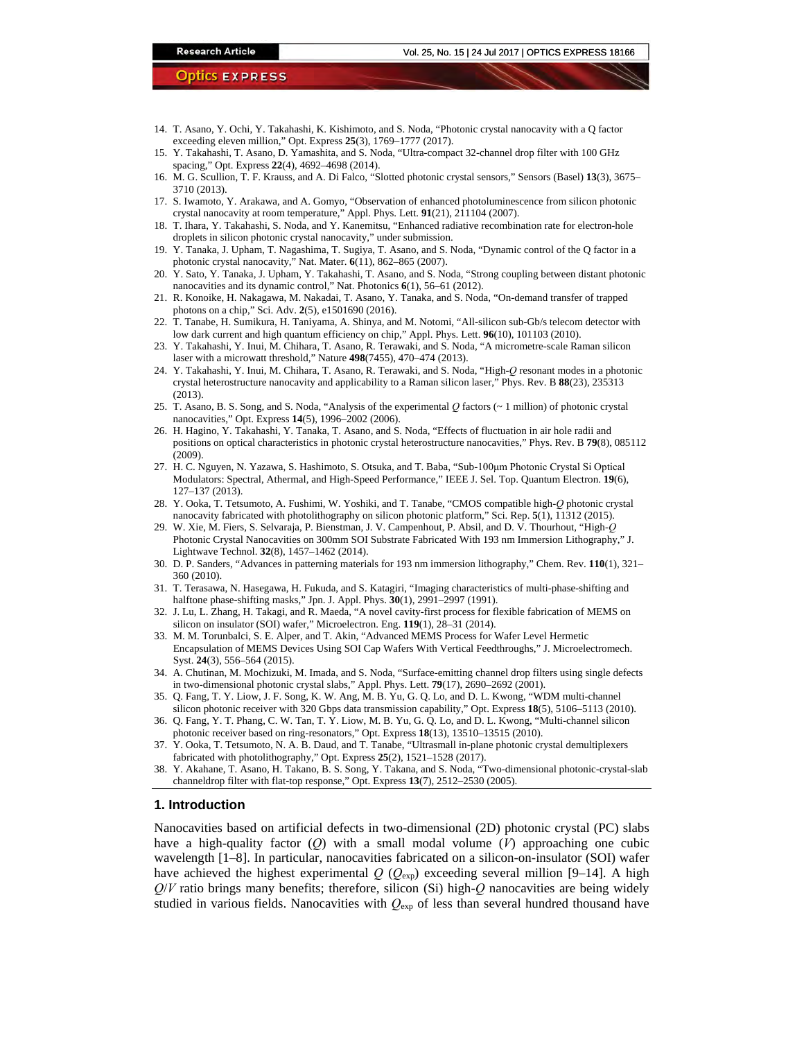14. T. Asano, Y. Ochi, Y. Takahashi, K. Kishimoto, and S. Noda, "Photonic crystal nanocavity with a Q factor exceeding eleven million," Opt. Express **25**(3), 1769–1777 (2017).
15. Y. Takahashi, T. Asano, D. Yamashita, and S. Noda, "Ultra-compact 32-channel drop filter with 100 GHz spacing," Opt. Express **22**(4), 4692–4698 (2014).
16. M. G. Scullion, T. F. Krauss, and A. Di Falco, "Slotted photonic crystal sensors," Sensors (Basel) **13**(3), 3675–3710 (2013).
17. S. Iwamoto, Y. Arakawa, and A. Gomyo, "Observation of enhanced photoluminescence from silicon photonic crystal nanocavity at room temperature," Appl. Phys. Lett. **91**(21), 211104 (2007).
18. T. Ihara, Y. Takahashi, S. Noda, and Y. Kanemitsu, "Enhanced radiative recombination rate for electron-hole droplets in silicon photonic crystal nanocavity," under submission.
19. Y. Tanaka, J. Upham, T. Nagashima, T. Sugiya, T. Asano, and S. Noda, "Dynamic control of the Q factor in a photonic crystal nanocavity," Nat. Mater. **6**(11), 862–865 (2007).
20. Y. Sato, Y. Tanaka, J. Upham, Y. Takahashi, T. Asano, and S. Noda, "Strong coupling between distant photonic nanocavities and its dynamic control," Nat. Photonics **6**(1), 56–61 (2012).
21. R. Konoike, H. Nakagawa, M. Nakadai, T. Asano, Y. Tanaka, and S. Noda, "On-demand transfer of trapped photons on a chip," Sci. Adv. **2**(5), e1501690 (2016).
22. T. Tanabe, H. Sumikura, H. Taniyama, A. Shinya, and M. Notomi, "All-silicon sub-Gb/s telecom detector with low dark current and high quantum efficiency on chip," Appl. Phys. Lett. **96**(10), 101103 (2010).
23. Y. Takahashi, Y. Inui, M. Chihara, T. Asano, R. Terawaki, and S. Noda, "A micrometre-scale Raman silicon laser with a microwatt threshold," Nature **498**(7455), 470–474 (2013).
24. Y. Takahashi, Y. Inui, M. Chihara, T. Asano, R. Terawaki, and S. Noda, "High-*Q* resonant modes in a photonic crystal heterostructure nanocavity and applicability to a Raman silicon laser," Phys. Rev. B **88**(23), 235313 (2013).
25. T. Asano, B. S. Song, and S. Noda, "Analysis of the experimental *Q* factors (~ 1 million) of photonic crystal nanocavities," Opt. Express **14**(5), 1996–2002 (2006).
26. H. Hagino, Y. Takahashi, Y. Tanaka, T. Asano, and S. Noda, "Effects of fluctuation in air hole radii and positions on optical characteristics in photonic crystal heterostructure nanocavities," Phys. Rev. B **79**(8), 085112 (2009).
27. H. C. Nguyen, N. Yazawa, S. Hashimoto, S. Otsuka, and T. Baba, "Sub-100μm Photonic Crystal Si Optical Modulators: Spectral, Athermal, and High-Speed Performance," IEEE J. Sel. Top. Quantum Electron. **19**(6), 127–137 (2013).
28. Y. Ooka, T. Tetsumoto, A. Fushimi, W. Yoshiki, and T. Tanabe, "CMOS compatible high-*Q* photonic crystal nanocavity fabricated with photolithography on silicon photonic platform," Sci. Rep. **5**(1), 11312 (2015).
29. W. Xie, M. Fiers, S. Selvaraja, P. Bienstman, J. V. Campenhout, P. Absil, and D. V. Thourhout, "High-*Q* Photonic Crystal Nanocavities on 300mm SOI Substrate Fabricated With 193 nm Immersion Lithography," J. Lightwave Technol. **32**(8), 1457–1462 (2014).
30. D. P. Sanders, "Advances in patterning materials for 193 nm immersion lithography," Chem. Rev. **110**(1), 321–360 (2010).
31. T. Terasawa, N. Hasegawa, H. Fukuda, and S. Katagiri, "Imaging characteristics of multi-phase-shifting and halftone phase-shifting masks," Jpn. J. Appl. Phys. **30**(1), 2991–2997 (1991).
32. J. Lu, L. Zhang, H. Takagi, and R. Maeda, "A novel cavity-first process for flexible fabrication of MEMS on silicon on insulator (SOI) wafer," Microelectron. Eng. **119**(1), 28–31 (2014).
33. M. M. Torunbalci, S. E. Alper, and T. Akin, "Advanced MEMS Process for Wafer Level Hermetic Encapsulation of MEMS Devices Using SOI Cap Wafers With Vertical Feedthroughs," J. Microelectromech. Syst. **24**(3), 556–564 (2015).
34. A. Chutinan, M. Mochizuki, M. Imada, and S. Noda, "Surface-emitting channel drop filters using single defects in two-dimensional photonic crystal slabs," Appl. Phys. Lett. **79**(17), 2690–2692 (2001).
35. Q. Fang, T. Y. Liow, J. F. Song, K. W. Ang, M. B. Yu, G. Q. Lo, and D. L. Kwong, "WDM multi-channel silicon photonic receiver with 320 Gbps data transmission capability," Opt. Express **18**(5), 5106–5113 (2010).
36. Q. Fang, Y. T. Phang, C. W. Tan, T. Y. Liow, M. B. Yu, G. Q. Lo, and D. L. Kwong, "Multi-channel silicon photonic receiver based on ring-resonators," Opt. Express **18**(13), 13510–13515 (2010).
37. Y. Ooka, T. Tetsumoto, N. A. B. Daud, and T. Tanabe, "Ultrasmall in-plane photonic crystal demultiplexers fabricated with photolithography," Opt. Express **25**(2), 1521–1528 (2017).
38. Y. Akahane, T. Asano, H. Takano, B. S. Song, Y. Takana, and S. Noda, "Two-dimensional photonic-crystal-slab channeldrop filter with flat-top response," Opt. Express **13**(7), 2512–2530 (2005).

## 1. Introduction

Nanocavities based on artificial defects in two-dimensional (2D) photonic crystal (PC) slabs have a high-quality factor ($Q$) with a small modal volume ($V$) approaching one cubic wavelength [1–8]. In particular, nanocavities fabricated on a silicon-on-insulator (SOI) wafer have achieved the highest experimental $Q$ ($Q_{exp}$) exceeding several million [9–14]. A high $Q/V$ ratio brings many benefits; therefore, silicon (Si) high-$Q$ nanocavities are being widely studied in various fields. Nanocavities with $Q_{exp}$ of less than several hundred thousand have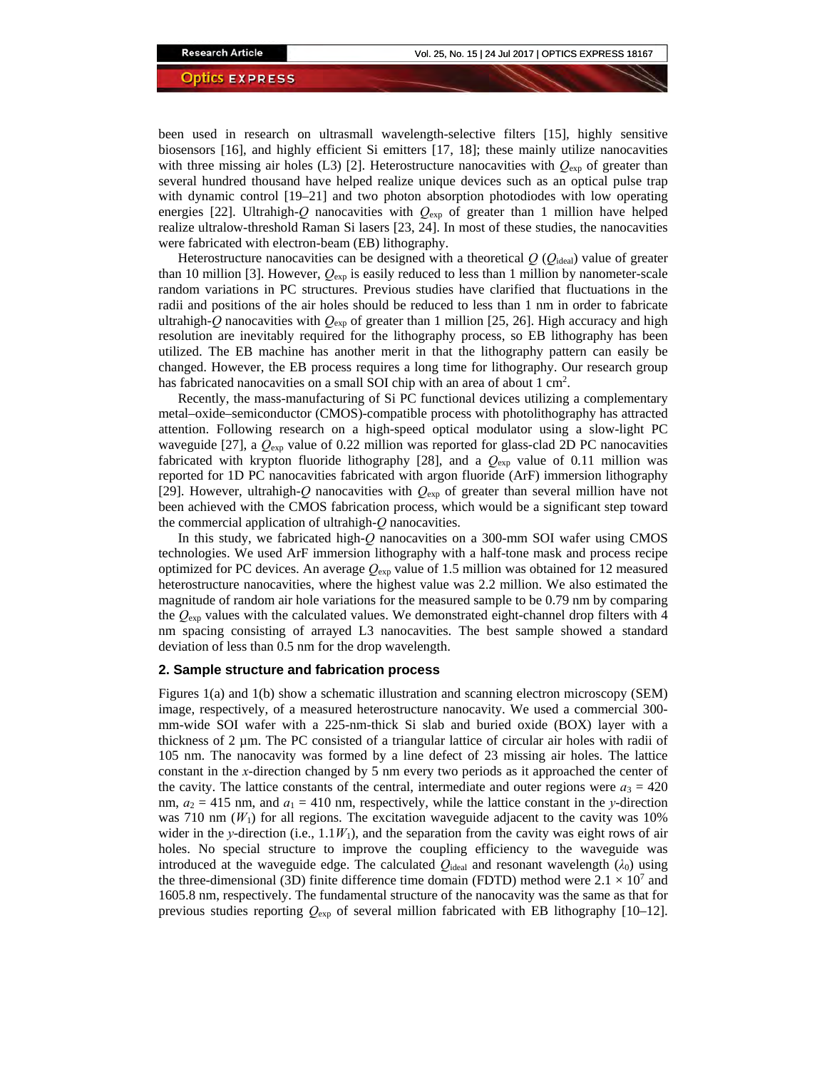been used in research on ultrasmall wavelength-selective filters [15], highly sensitive biosensors [16], and highly efficient Si emitters [17, 18]; these mainly utilize nanocavities with three missing air holes (L3) [2]. Heterostructure nanocavities with $Q_{\mathrm{exp}}$ of greater than several hundred thousand have helped realize unique devices such as an optical pulse trap with dynamic control [19–21] and two photon absorption photodiodes with low operating energies [22]. Ultrahigh-$Q$ nanocavities with $Q_{\mathrm{exp}}$ of greater than 1 million have helped realize ultralow-threshold Raman Si lasers [23, 24]. In most of these studies, the nanocavities were fabricated with electron-beam (EB) lithography.

Heterostructure nanocavities can be designed with a theoretical $Q$ ($Q_{\mathrm{ideal}}$) value of greater than 10 million [3]. However, $Q_{\mathrm{exp}}$ is easily reduced to less than 1 million by nanometer-scale random variations in PC structures. Previous studies have clarified that fluctuations in the radii and positions of the air holes should be reduced to less than 1 nm in order to fabricate ultrahigh-$Q$ nanocavities with $Q_{\mathrm{exp}}$ of greater than 1 million [25, 26]. High accuracy and high resolution are inevitably required for the lithography process, so EB lithography has been utilized. The EB machine has another merit in that the lithography pattern can easily be changed. However, the EB process requires a long time for lithography. Our research group has fabricated nanocavities on a small SOI chip with an area of about 1 cm$^2$.

Recently, the mass-manufacturing of Si PC functional devices utilizing a complementary metal–oxide–semiconductor (CMOS)-compatible process with photolithography has attracted attention. Following research on a high-speed optical modulator using a slow-light PC waveguide [27], a $Q_{\mathrm{exp}}$ value of 0.22 million was reported for glass-clad 2D PC nanocavities fabricated with krypton fluoride lithography [28], and a $Q_{\mathrm{exp}}$ value of 0.11 million was reported for 1D PC nanocavities fabricated with argon fluoride (ArF) immersion lithography [29]. However, ultrahigh-$Q$ nanocavities with $Q_{\mathrm{exp}}$ of greater than several million have not been achieved with the CMOS fabrication process, which would be a significant step toward the commercial application of ultrahigh-$Q$ nanocavities.

In this study, we fabricated high-$Q$ nanocavities on a 300-mm SOI wafer using CMOS technologies. We used ArF immersion lithography with a half-tone mask and process recipe optimized for PC devices. An average $Q_{\mathrm{exp}}$ value of 1.5 million was obtained for 12 measured heterostructure nanocavities, where the highest value was 2.2 million. We also estimated the magnitude of random air hole variations for the measured sample to be 0.79 nm by comparing the $Q_{\mathrm{exp}}$ values with the calculated values. We demonstrated eight-channel drop filters with 4 nm spacing consisting of arrayed L3 nanocavities. The best sample showed a standard deviation of less than 0.5 nm for the drop wavelength.

## 2. Sample structure and fabrication process

Figures 1(a) and 1(b) show a schematic illustration and scanning electron microscopy (SEM) image, respectively, of a measured heterostructure nanocavity. We used a commercial 300-mm-wide SOI wafer with a 225-nm-thick Si slab and buried oxide (BOX) layer with a thickness of 2 µm. The PC consisted of a triangular lattice of circular air holes with radii of 105 nm. The nanocavity was formed by a line defect of 23 missing air holes. The lattice constant in the $x$-direction changed by 5 nm every two periods as it approached the center of the cavity. The lattice constants of the central, intermediate and outer regions were $a_3$ = 420 nm, $a_2$ = 415 nm, and $a_1$ = 410 nm, respectively, while the lattice constant in the $y$-direction was 710 nm ($W_1$) for all regions. The excitation waveguide adjacent to the cavity was 10% wider in the $y$-direction (i.e., $1.1W_1$), and the separation from the cavity was eight rows of air holes. No special structure to improve the coupling efficiency to the waveguide was introduced at the waveguide edge. The calculated $Q_{\mathrm{ideal}}$ and resonant wavelength ($\lambda_0$) using the three-dimensional (3D) finite difference time domain (FDTD) method were $2.1 \times 10^7$ and 1605.8 nm, respectively. The fundamental structure of the nanocavity was the same as that for previous studies reporting $Q_{\mathrm{exp}}$ of several million fabricated with EB lithography [10–12].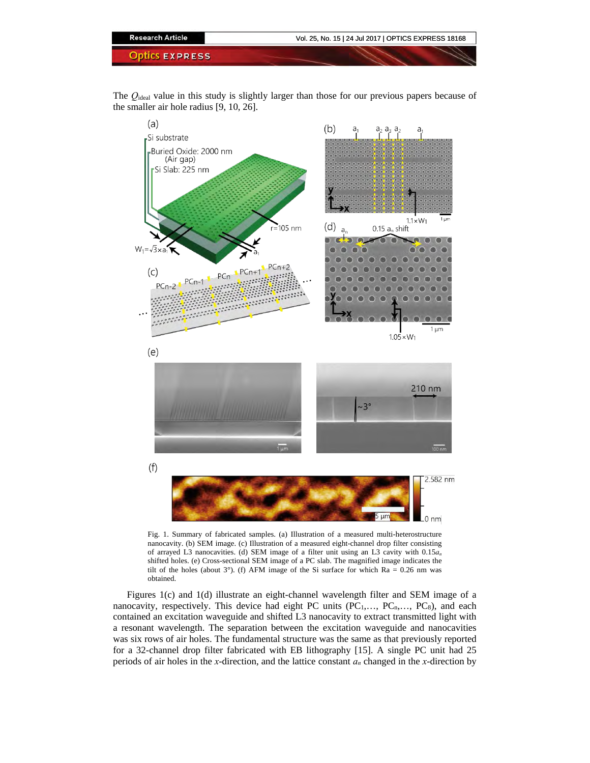The $Q_{\text{ideal}}$ value in this study is slightly larger than those for our previous papers because of the smaller air hole radius [9, 10, 26].

Fig. 1. Summary of fabricated samples. (a) Illustration of a measured multi-heterostructure nanocavity. (b) SEM image. (c) Illustration of a measured eight-channel drop filter consisting of arrayed L3 nanocavities. (d) SEM image of a filter unit using an L3 cavity with $0.15a_n$ shifted holes. (e) Cross-sectional SEM image of a PC slab. The magnified image indicates the tilt of the holes (about 3°). (f) AFM image of the Si surface for which Ra = 0.26 nm was obtained.

Figures 1(c) and 1(d) illustrate an eight-channel wavelength filter and SEM image of a nanocavity, respectively. This device had eight PC units ($PC_1$,…, $PC_n$,…, $PC_8$), and each contained an excitation waveguide and shifted L3 nanocavity to extract transmitted light with a resonant wavelength. The separation between the excitation waveguide and nanocavities was six rows of air holes. The fundamental structure was the same as that previously reported for a 32-channel drop filter fabricated with EB lithography [15]. A single PC unit had 25 periods of air holes in the *x*-direction, and the lattice constant $a_n$ changed in the *x*-direction by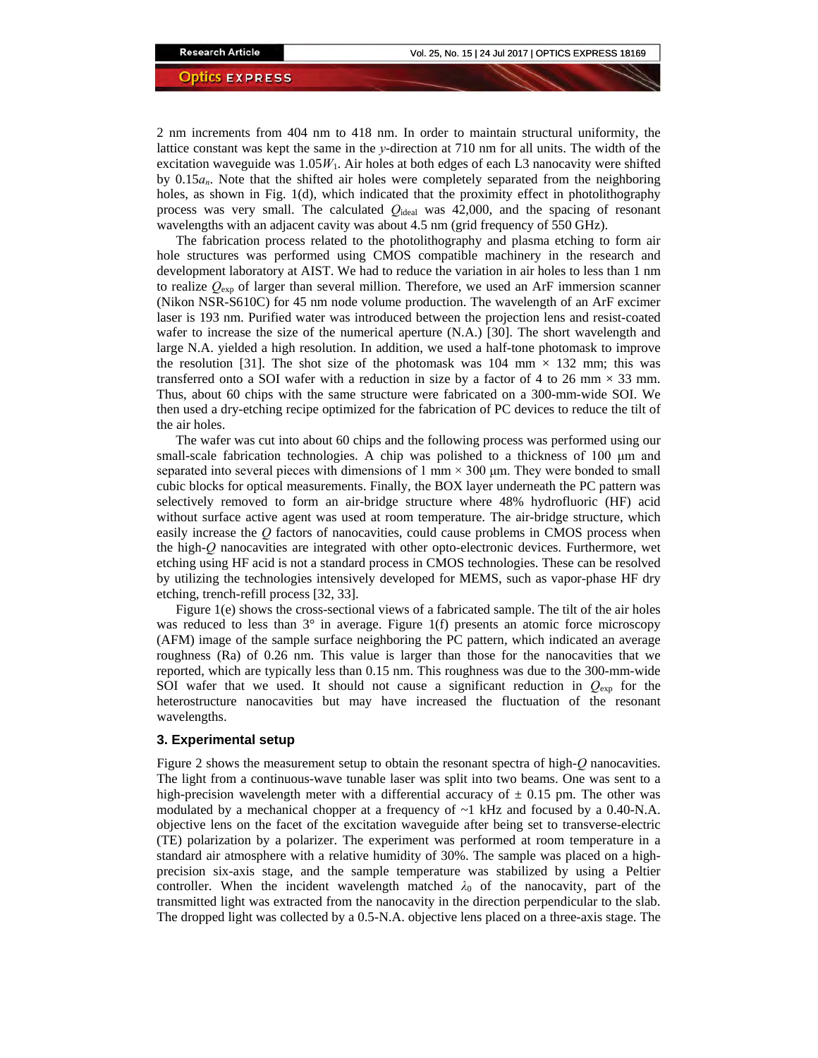2 nm increments from 404 nm to 418 nm. In order to maintain structural uniformity, the lattice constant was kept the same in the $y$-direction at 710 nm for all units. The width of the excitation waveguide was $1.05W_1$. Air holes at both edges of each L3 nanocavity were shifted by $0.15a_n$. Note that the shifted air holes were completely separated from the neighboring holes, as shown in Fig. 1(d), which indicated that the proximity effect in photolithography process was very small. The calculated $Q_{\text{ideal}}$ was 42,000, and the spacing of resonant wavelengths with an adjacent cavity was about 4.5 nm (grid frequency of 550 GHz).

The fabrication process related to the photolithography and plasma etching to form air hole structures was performed using CMOS compatible machinery in the research and development laboratory at AIST. We had to reduce the variation in air holes to less than 1 nm to realize $Q_{\text{exp}}$ of larger than several million. Therefore, we used an ArF immersion scanner (Nikon NSR-S610C) for 45 nm node volume production. The wavelength of an ArF excimer laser is 193 nm. Purified water was introduced between the projection lens and resist-coated wafer to increase the size of the numerical aperture (N.A.) [30]. The short wavelength and large N.A. yielded a high resolution. In addition, we used a half-tone photomask to improve the resolution [31]. The shot size of the photomask was 104 mm × 132 mm; this was transferred onto a SOI wafer with a reduction in size by a factor of 4 to 26 mm × 33 mm. Thus, about 60 chips with the same structure were fabricated on a 300-mm-wide SOI. We then used a dry-etching recipe optimized for the fabrication of PC devices to reduce the tilt of the air holes.

The wafer was cut into about 60 chips and the following process was performed using our small-scale fabrication technologies. A chip was polished to a thickness of 100 μm and separated into several pieces with dimensions of 1 mm × 300 μm. They were bonded to small cubic blocks for optical measurements. Finally, the BOX layer underneath the PC pattern was selectively removed to form an air-bridge structure where 48% hydrofluoric (HF) acid without surface active agent was used at room temperature. The air-bridge structure, which easily increase the $Q$ factors of nanocavities, could cause problems in CMOS process when the high-$Q$ nanocavities are integrated with other opto-electronic devices. Furthermore, wet etching using HF acid is not a standard process in CMOS technologies. These can be resolved by utilizing the technologies intensively developed for MEMS, such as vapor-phase HF dry etching, trench-refill process [32, 33].

Figure 1(e) shows the cross-sectional views of a fabricated sample. The tilt of the air holes was reduced to less than 3° in average. Figure 1(f) presents an atomic force microscopy (AFM) image of the sample surface neighboring the PC pattern, which indicated an average roughness (Ra) of 0.26 nm. This value is larger than those for the nanocavities that we reported, which are typically less than 0.15 nm. This roughness was due to the 300-mm-wide SOI wafer that we used. It should not cause a significant reduction in $Q_{\text{exp}}$ for the heterostructure nanocavities but may have increased the fluctuation of the resonant wavelengths.

### 3. Experimental setup

Figure 2 shows the measurement setup to obtain the resonant spectra of high-$Q$ nanocavities. The light from a continuous-wave tunable laser was split into two beams. One was sent to a high-precision wavelength meter with a differential accuracy of ± 0.15 pm. The other was modulated by a mechanical chopper at a frequency of ~1 kHz and focused by a 0.40-N.A. objective lens on the facet of the excitation waveguide after being set to transverse-electric (TE) polarization by a polarizer. The experiment was performed at room temperature in a standard air atmosphere with a relative humidity of 30%. The sample was placed on a high-precision six-axis stage, and the sample temperature was stabilized by using a Peltier controller. When the incident wavelength matched $\lambda_0$ of the nanocavity, part of the transmitted light was extracted from the nanocavity in the direction perpendicular to the slab. The dropped light was collected by a 0.5-N.A. objective lens placed on a three-axis stage. The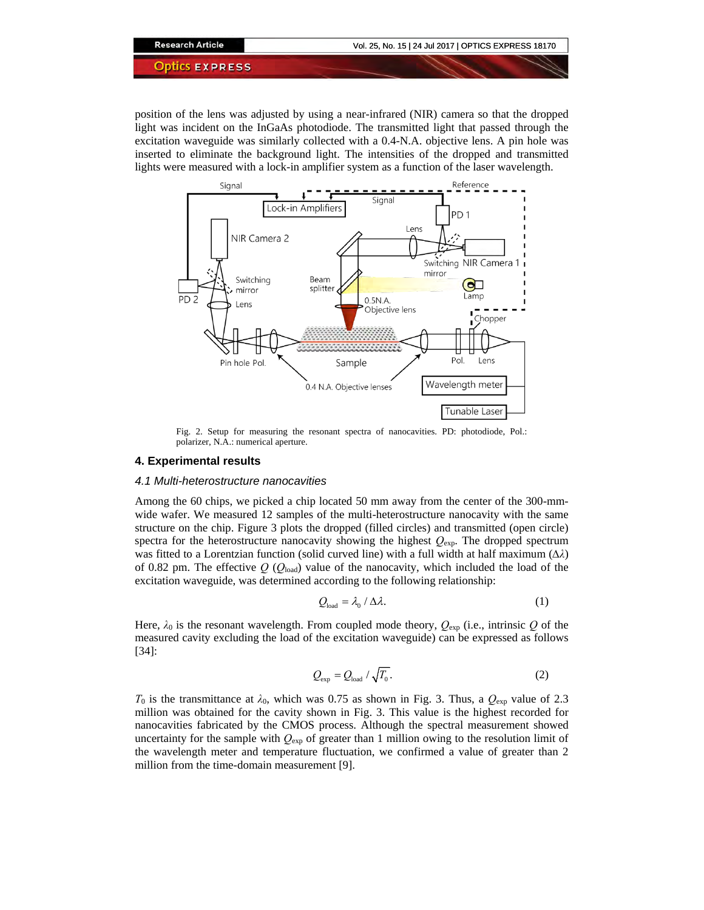position of the lens was adjusted by using a near-infrared (NIR) camera so that the dropped light was incident on the InGaAs photodiode. The transmitted light that passed through the excitation waveguide was similarly collected with a 0.4-N.A. objective lens. A pin hole was inserted to eliminate the background light. The intensities of the dropped and transmitted lights were measured with a lock-in amplifier system as a function of the laser wavelength.

Fig. 2. Setup for measuring the resonant spectra of nanocavities. PD: photodiode, Pol.: polarizer, N.A.: numerical aperture.

## 4. Experimental results

### *4.1 Multi-heterostructure nanocavities*

Among the 60 chips, we picked a chip located 50 mm away from the center of the 300-mm-wide wafer. We measured 12 samples of the multi-heterostructure nanocavity with the same structure on the chip. Figure 3 plots the dropped (filled circles) and transmitted (open circle) spectra for the heterostructure nanocavity showing the highest $Q_{\mathrm{exp}}$. The dropped spectrum was fitted to a Lorentzian function (solid curved line) with a full width at half maximum ($\Delta\lambda$) of 0.82 pm. The effective $Q$ ($Q_{\mathrm{load}}$) value of the nanocavity, which included the load of the excitation waveguide, was determined according to the following relationship:

$$Q_{\mathrm{load}} = \lambda_0 / \Delta\lambda. \tag{1}$$

Here, $\lambda_0$ is the resonant wavelength. From coupled mode theory, $Q_{\mathrm{exp}}$ (i.e., intrinsic $Q$ of the measured cavity excluding the load of the excitation waveguide) can be expressed as follows [34]:

$$Q_{\mathrm{exp}} = Q_{\mathrm{load}} / \sqrt{T_0}. \tag{2}$$

$T_0$ is the transmittance at $\lambda_0$, which was 0.75 as shown in Fig. 3. Thus, a $Q_{\mathrm{exp}}$ value of 2.3 million was obtained for the cavity shown in Fig. 3. This value is the highest recorded for nanocavities fabricated by the CMOS process. Although the spectral measurement showed uncertainty for the sample with $Q_{\mathrm{exp}}$ of greater than 1 million owing to the resolution limit of the wavelength meter and temperature fluctuation, we confirmed a value of greater than 2 million from the time-domain measurement [9].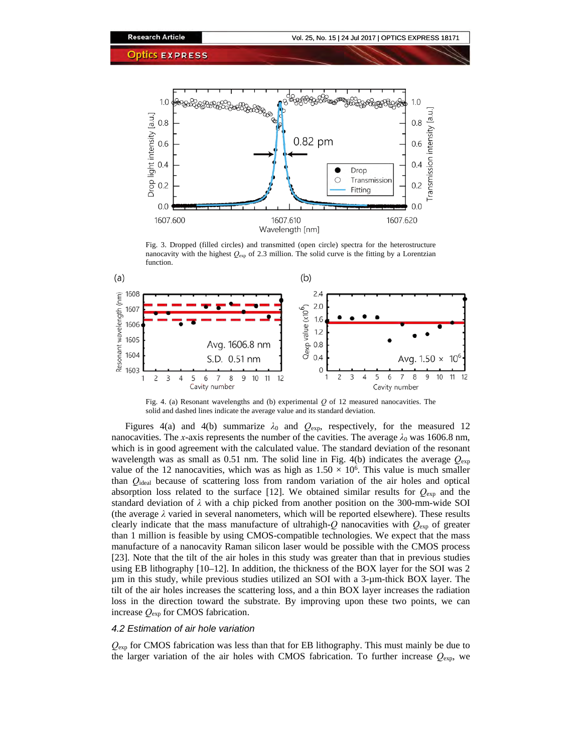Fig. 3. Dropped (filled circles) and transmitted (open circle) spectra for the heterostructure nanocavity with the highest $Q_{exp}$ of 2.3 million. The solid curve is the fitting by a Lorentzian function.

Fig. 4. (a) Resonant wavelengths and (b) experimental $Q$ of 12 measured nanocavities. The solid and dashed lines indicate the average value and its standard deviation.

Figures 4(a) and 4(b) summarize $\lambda_0$ and $Q_{exp}$, respectively, for the measured 12 nanocavities. The $x$-axis represents the number of the cavities. The average $\lambda_0$ was 1606.8 nm, which is in good agreement with the calculated value. The standard deviation of the resonant wavelength was as small as 0.51 nm. The solid line in Fig. 4(b) indicates the average $Q_{exp}$ value of the 12 nanocavities, which was as high as $1.50 \times 10^6$. This value is much smaller than $Q_{ideal}$ because of scattering loss from random variation of the air holes and optical absorption loss related to the surface [12]. We obtained similar results for $Q_{exp}$ and the standard deviation of $\lambda$ with a chip picked from another position on the 300-mm-wide SOI (the average $\lambda$ varied in several nanometers, which will be reported elsewhere). These results clearly indicate that the mass manufacture of ultrahigh-$Q$ nanocavities with $Q_{exp}$ of greater than 1 million is feasible by using CMOS-compatible technologies. We expect that the mass manufacture of a nanocavity Raman silicon laser would be possible with the CMOS process [23]. Note that the tilt of the air holes in this study was greater than that in previous studies using EB lithography [10–12]. In addition, the thickness of the BOX layer for the SOI was 2 µm in this study, while previous studies utilized an SOI with a 3-µm-thick BOX layer. The tilt of the air holes increases the scattering loss, and a thin BOX layer increases the radiation loss in the direction toward the substrate. By improving upon these two points, we can increase $Q_{exp}$ for CMOS fabrication.

### *4.2 Estimation of air hole variation*

$Q_{exp}$ for CMOS fabrication was less than that for EB lithography. This must mainly be due to the larger variation of the air holes with CMOS fabrication. To further increase $Q_{exp}$, we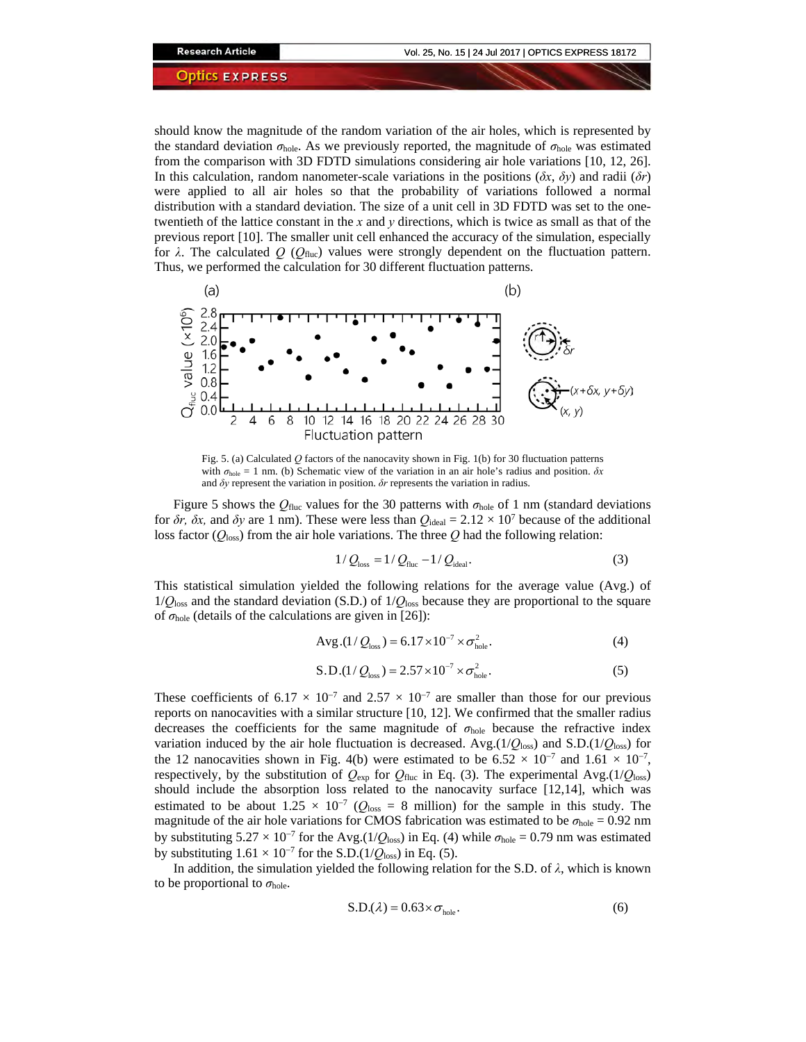should know the magnitude of the random variation of the air holes, which is represented by the standard deviation $\sigma_{hole}$. As we previously reported, the magnitude of $\sigma_{hole}$ was estimated from the comparison with 3D FDTD simulations considering air hole variations [10, 12, 26]. In this calculation, random nanometer-scale variations in the positions ($\delta x$, $\delta y$) and radii ($\delta r$) were applied to all air holes so that the probability of variations followed a normal distribution with a standard deviation. The size of a unit cell in 3D FDTD was set to the one-twentieth of the lattice constant in the $x$ and $y$ directions, which is twice as small as that of the previous report [10]. The smaller unit cell enhanced the accuracy of the simulation, especially for $\lambda$. The calculated $Q$ ($Q_{fluc}$) values were strongly dependent on the fluctuation pattern. Thus, we performed the calculation for 30 different fluctuation patterns.

Fig. 5. (a) Calculated $Q$ factors of the nanocavity shown in Fig. 1(b) for 30 fluctuation patterns with $\sigma_{hole}$ = 1 nm. (b) Schematic view of the variation in an air hole's radius and position. $\delta x$ and $\delta y$ represent the variation in position. $\delta r$ represents the variation in radius.

Figure 5 shows the $Q_{fluc}$ values for the 30 patterns with $\sigma_{hole}$ of 1 nm (standard deviations for $\delta r$, $\delta x$, and $\delta y$ are 1 nm). These were less than $Q_{ideal} = 2.12 \times 10^7$ because of the additional loss factor ($Q_{loss}$) from the air hole variations. The three $Q$ had the following relation:

$$1/Q_{loss} = 1/Q_{fluc} - 1/Q_{ideal}. \tag{3}$$

This statistical simulation yielded the following relations for the average value (Avg.) of $1/Q_{loss}$ and the standard deviation (S.D.) of $1/Q_{loss}$ because they are proportional to the square of $\sigma_{hole}$ (details of the calculations are given in [26]):

$$\text{Avg.}(1/Q_{loss}) = 6.17 \times 10^{-7} \times \sigma_{hole}^2. \tag{4}$$

$$\text{S.D.}(1/Q_{loss}) = 2.57 \times 10^{-7} \times \sigma_{hole}^2. \tag{5}$$

These coefficients of $6.17 \times 10^{-7}$ and $2.57 \times 10^{-7}$ are smaller than those for our previous reports on nanocavities with a similar structure [10, 12]. We confirmed that the smaller radius decreases the coefficients for the same magnitude of $\sigma_{hole}$ because the refractive index variation induced by the air hole fluctuation is decreased. Avg.($1/Q_{loss}$) and S.D.($1/Q_{loss}$) for the 12 nanocavities shown in Fig. 4(b) were estimated to be $6.52 \times 10^{-7}$ and $1.61 \times 10^{-7}$, respectively, by the substitution of $Q_{exp}$ for $Q_{fluc}$ in Eq. (3). The experimental Avg.($1/Q_{loss}$) should include the absorption loss related to the nanocavity surface [12,14], which was estimated to be about $1.25 \times 10^{-7}$ ($Q_{loss}$ = 8 million) for the sample in this study. The magnitude of the air hole variations for CMOS fabrication was estimated to be $\sigma_{hole}$ = 0.92 nm by substituting $5.27 \times 10^{-7}$ for the Avg.($1/Q_{loss}$) in Eq. (4) while $\sigma_{hole}$ = 0.79 nm was estimated by substituting $1.61 \times 10^{-7}$ for the S.D.($1/Q_{loss}$) in Eq. (5).

In addition, the simulation yielded the following relation for the S.D. of $\lambda$, which is known to be proportional to $\sigma_{hole}$.

$$\text{S.D.}(\lambda) = 0.63 \times \sigma_{hole}. \tag{6}$$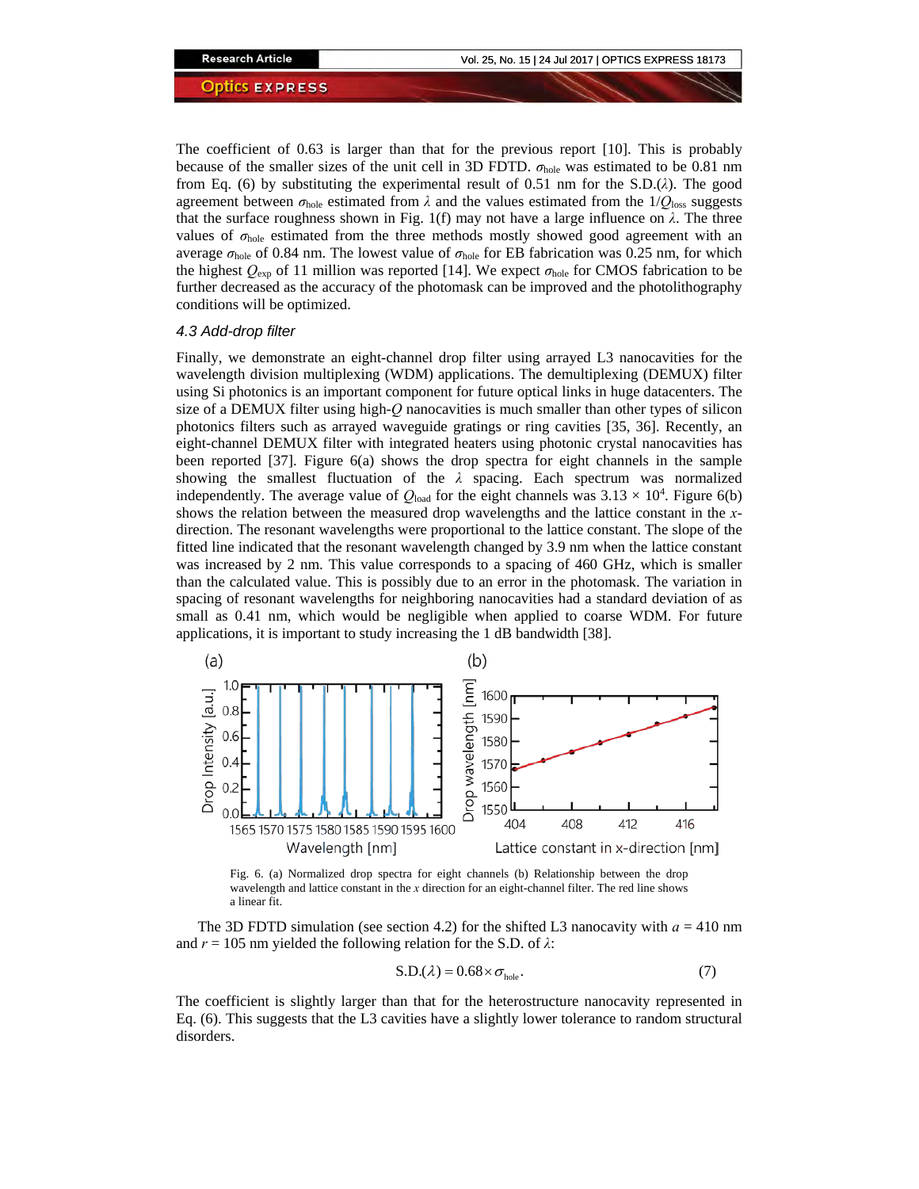The coefficient of 0.63 is larger than that for the previous report [10]. This is probably because of the smaller sizes of the unit cell in 3D FDTD. $\sigma_{hole}$ was estimated to be 0.81 nm from Eq. (6) by substituting the experimental result of 0.51 nm for the S.D.($\lambda$). The good agreement between $\sigma_{hole}$ estimated from $\lambda$ and the values estimated from the $1/Q_{loss}$ suggests that the surface roughness shown in Fig. 1(f) may not have a large influence on $\lambda$. The three values of $\sigma_{hole}$ estimated from the three methods mostly showed good agreement with an average $\sigma_{hole}$ of 0.84 nm. The lowest value of $\sigma_{hole}$ for EB fabrication was 0.25 nm, for which the highest $Q_{exp}$ of 11 million was reported [14]. We expect $\sigma_{hole}$ for CMOS fabrication to be further decreased as the accuracy of the photomask can be improved and the photolithography conditions will be optimized.

### *4.3 Add-drop filter*

Finally, we demonstrate an eight-channel drop filter using arrayed L3 nanocavities for the wavelength division multiplexing (WDM) applications. The demultiplexing (DEMUX) filter using Si photonics is an important component for future optical links in huge datacenters. The size of a DEMUX filter using high-$Q$ nanocavities is much smaller than other types of silicon photonics filters such as arrayed waveguide gratings or ring cavities [35, 36]. Recently, an eight-channel DEMUX filter with integrated heaters using photonic crystal nanocavities has been reported [37]. Figure 6(a) shows the drop spectra for eight channels in the sample showing the smallest fluctuation of the $\lambda$ spacing. Each spectrum was normalized independently. The average value of $Q_{load}$ for the eight channels was $3.13 \times 10^4$. Figure 6(b) shows the relation between the measured drop wavelengths and the lattice constant in the $x$-direction. The resonant wavelengths were proportional to the lattice constant. The slope of the fitted line indicated that the resonant wavelength changed by 3.9 nm when the lattice constant was increased by 2 nm. This value corresponds to a spacing of 460 GHz, which is smaller than the calculated value. This is possibly due to an error in the photomask. The variation in spacing of resonant wavelengths for neighboring nanocavities had a standard deviation of as small as 0.41 nm, which would be negligible when applied to coarse WDM. For future applications, it is important to study increasing the 1 dB bandwidth [38].

Fig. 6. (a) Normalized drop spectra for eight channels (b) Relationship between the drop wavelength and lattice constant in the $x$ direction for an eight-channel filter. The red line shows a linear fit.

The 3D FDTD simulation (see section 4.2) for the shifted L3 nanocavity with $a$ = 410 nm and $r$ = 105 nm yielded the following relation for the S.D. of $\lambda$:

$$\text{S.D.}(\lambda) = 0.68 \times \sigma_{hole}. \tag{7}$$

The coefficient is slightly larger than that for the heterostructure nanocavity represented in Eq. (6). This suggests that the L3 cavities have a slightly lower tolerance to random structural disorders.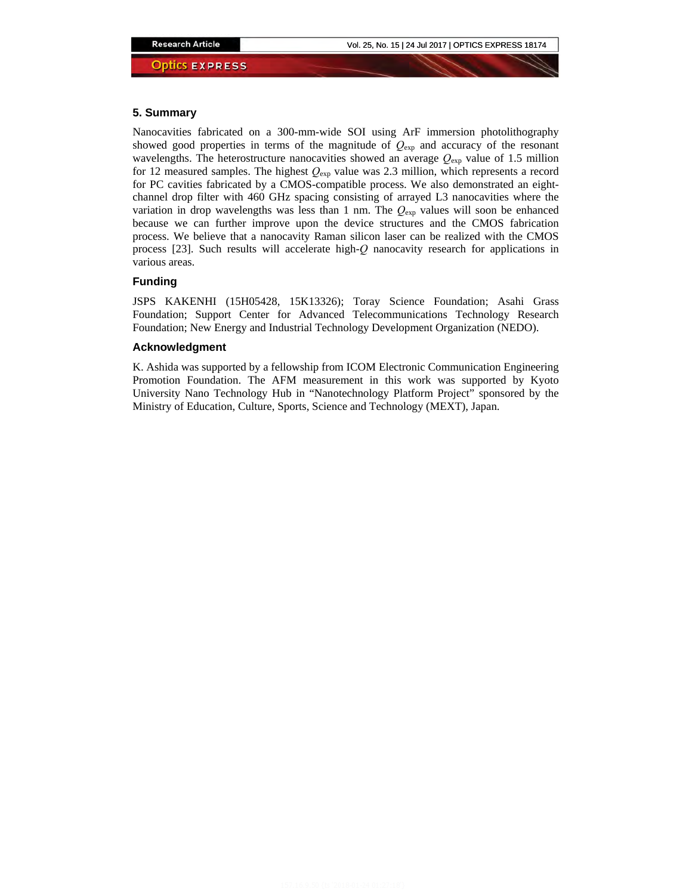## 5. Summary

Nanocavities fabricated on a 300-mm-wide SOI using ArF immersion photolithography showed good properties in terms of the magnitude of $Q_{exp}$ and accuracy of the resonant wavelengths. The heterostructure nanocavities showed an average $Q_{exp}$ value of 1.5 million for 12 measured samples. The highest $Q_{exp}$ value was 2.3 million, which represents a record for PC cavities fabricated by a CMOS-compatible process. We also demonstrated an eight-channel drop filter with 460 GHz spacing consisting of arrayed L3 nanocavities where the variation in drop wavelengths was less than 1 nm. The $Q_{exp}$ values will soon be enhanced because we can further improve upon the device structures and the CMOS fabrication process. We believe that a nanocavity Raman silicon laser can be realized with the CMOS process [23]. Such results will accelerate high-$Q$ nanocavity research for applications in various areas.

## Funding

JSPS KAKENHI (15H05428, 15K13326); Toray Science Foundation; Asahi Grass Foundation; Support Center for Advanced Telecommunications Technology Research Foundation; New Energy and Industrial Technology Development Organization (NEDO).

## Acknowledgment

K. Ashida was supported by a fellowship from ICOM Electronic Communication Engineering Promotion Foundation. The AFM measurement in this work was supported by Kyoto University Nano Technology Hub in "Nanotechnology Platform Project" sponsored by the Ministry of Education, Culture, Sports, Science and Technology (MEXT), Japan.